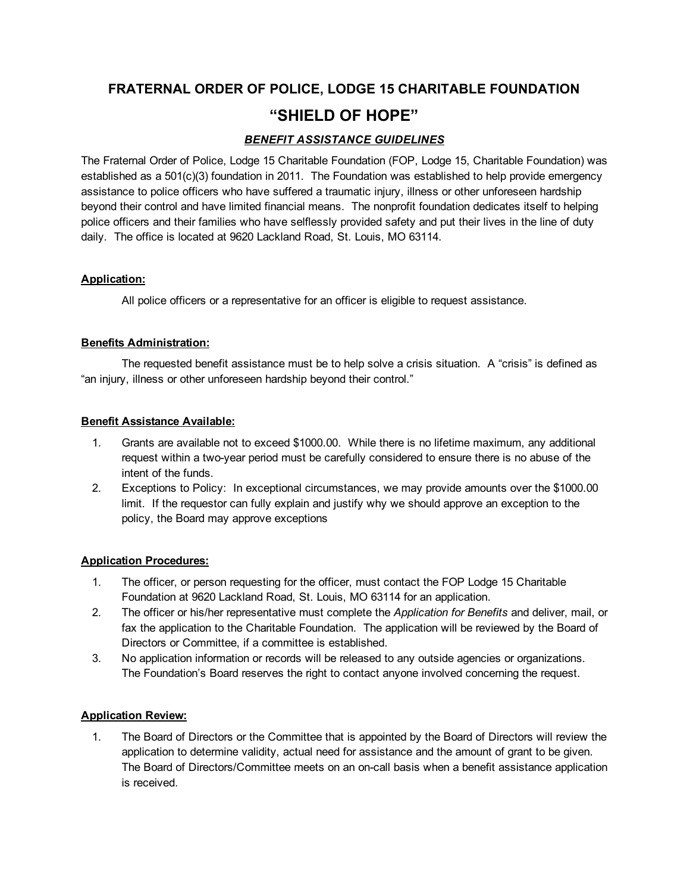# FRATERNAL ORDER OF POLICE, LODGE 15 CHARITABLE FOUNDATION

# "SHIELD OF HOPE"

## ***BENEFIT ASSISTANCE GUIDELINES***

The Fraternal Order of Police, Lodge 15 Charitable Foundation (FOP, Lodge 15, Charitable Foundation) was established as a 501(c)(3) foundation in 2011. The Foundation was established to help provide emergency assistance to police officers who have suffered a traumatic injury, illness or other unforeseen hardship beyond their control and have limited financial means. The nonprofit foundation dedicates itself to helping police officers and their families who have selflessly provided safety and put their lives in the line of duty daily. The office is located at 9620 Lackland Road, St. Louis, MO 63114.

### Application:

All police officers or a representative for an officer is eligible to request assistance.

### Benefits Administration:

The requested benefit assistance must be to help solve a crisis situation. A "crisis" is defined as "an injury, illness or other unforeseen hardship beyond their control."

### Benefit Assistance Available:

1. Grants are available not to exceed $1000.00. While there is no lifetime maximum, any additional request within a two-year period must be carefully considered to ensure there is no abuse of the intent of the funds.
2. Exceptions to Policy: In exceptional circumstances, we may provide amounts over the $1000.00 limit. If the requestor can fully explain and justify why we should approve an exception to the policy, the Board may approve exceptions

### Application Procedures:

1. The officer, or person requesting for the officer, must contact the FOP Lodge 15 Charitable Foundation at 9620 Lackland Road, St. Louis, MO 63114 for an application.
2. The officer or his/her representative must complete the *Application for Benefits* and deliver, mail, or fax the application to the Charitable Foundation. The application will be reviewed by the Board of Directors or Committee, if a committee is established.
3. No application information or records will be released to any outside agencies or organizations. The Foundation's Board reserves the right to contact anyone involved concerning the request.

### Application Review:

1. The Board of Directors or the Committee that is appointed by the Board of Directors will review the application to determine validity, actual need for assistance and the amount of grant to be given. The Board of Directors/Committee meets on an on-call basis when a benefit assistance application is received.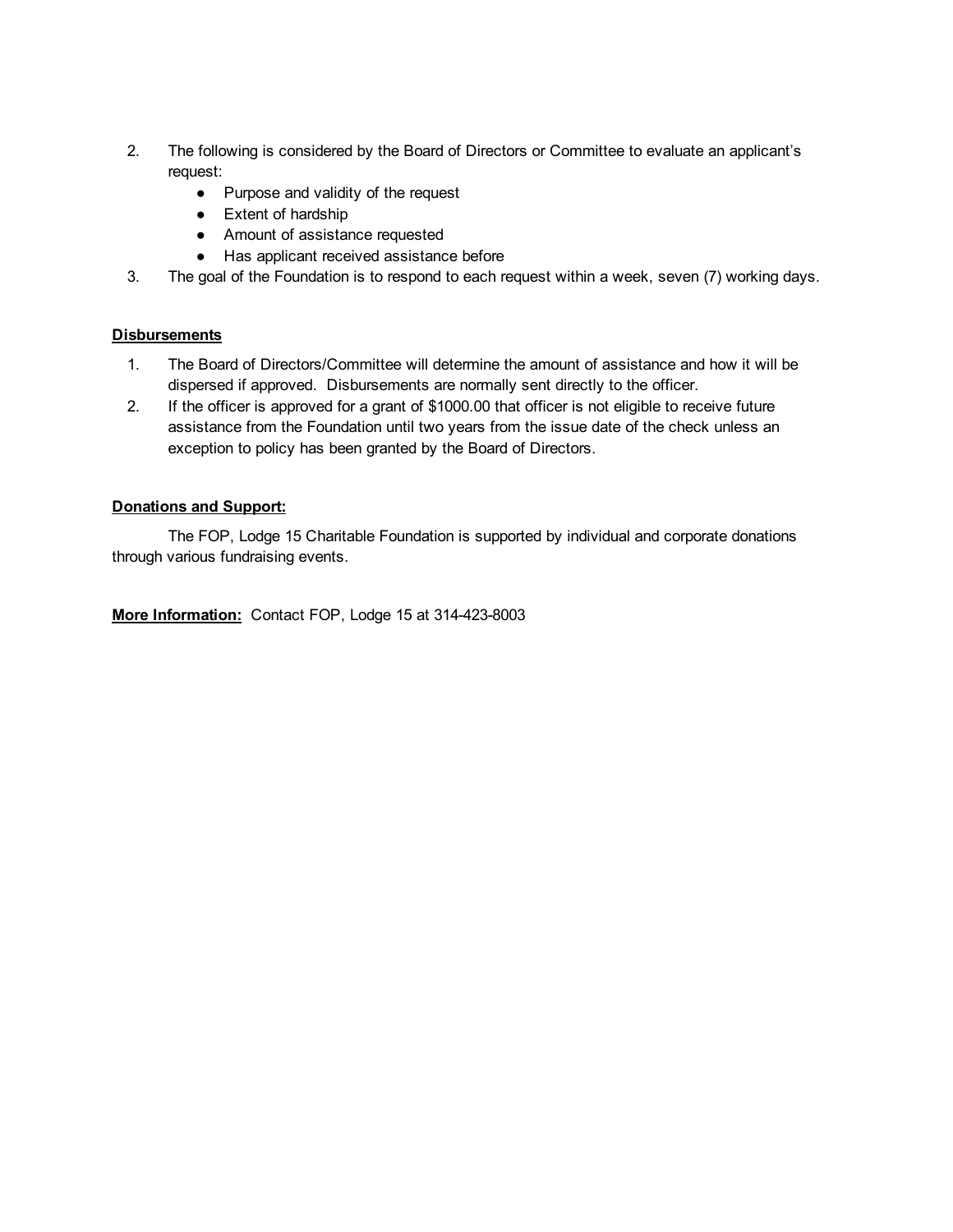2. The following is considered by the Board of Directors or Committee to evaluate an applicant's request:
   - Purpose and validity of the request
   - Extent of hardship
   - Amount of assistance requested
   - Has applicant received assistance before
3. The goal of the Foundation is to respond to each request within a week, seven (7) working days.

**Disbursements**

1. The Board of Directors/Committee will determine the amount of assistance and how it will be dispersed if approved. Disbursements are normally sent directly to the officer.
2. If the officer is approved for a grant of $1000.00 that officer is not eligible to receive future assistance from the Foundation until two years from the issue date of the check unless an exception to policy has been granted by the Board of Directors.

**Donations and Support:**

The FOP, Lodge 15 Charitable Foundation is supported by individual and corporate donations through various fundraising events.

**More Information:** Contact FOP, Lodge 15 at 314-423-8003